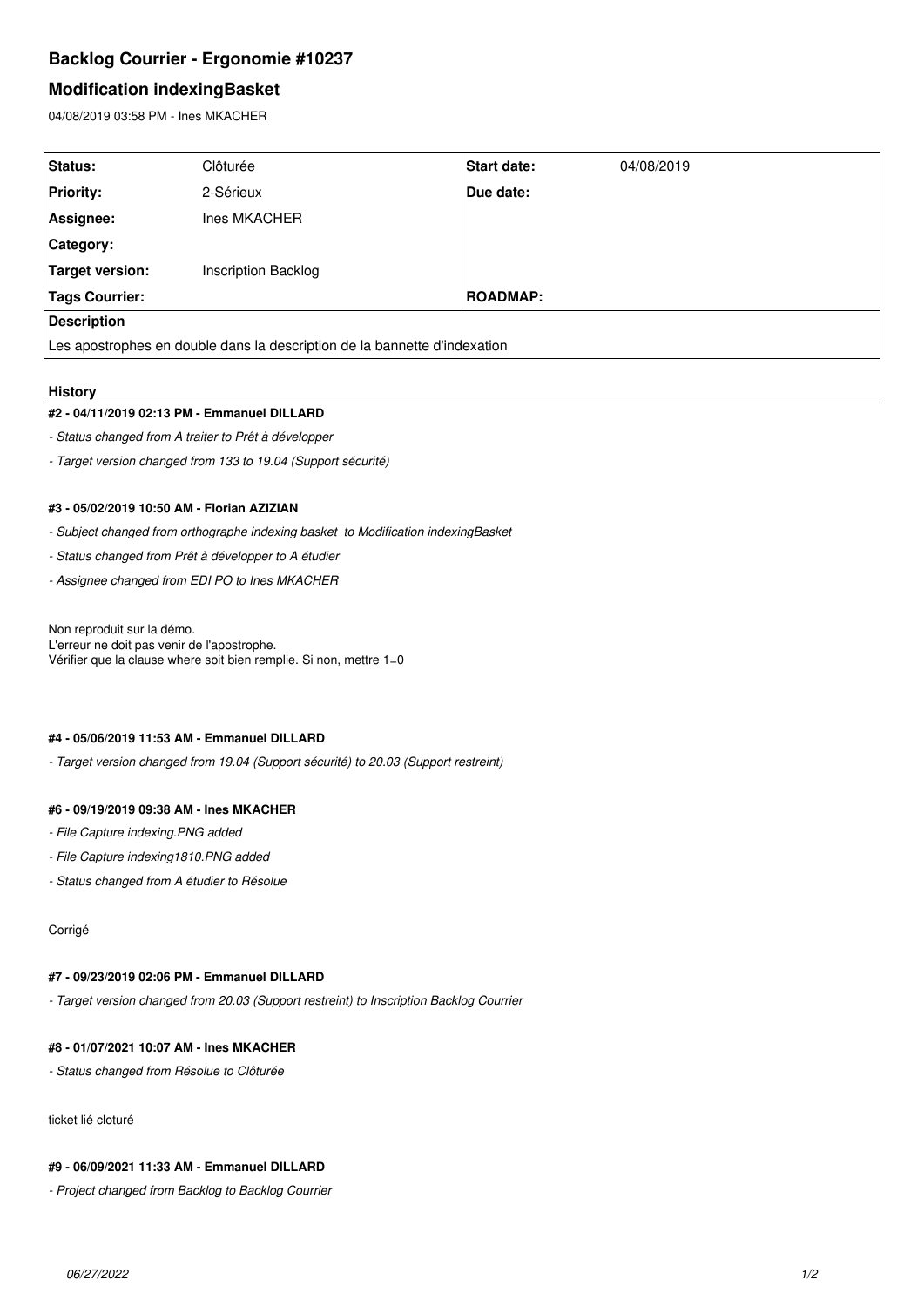# Backlog Courrier - Ergonomie #10237

## Modification indexingBasket

04/08/2019 03:58 PM - Ines MKACHER

| Status: | Clôturée | Start date: | 04/08/2019 |
|---|---|---|---|
| Priority: | 2-Sérieux | Due date: | |
| Assignee: | Ines MKACHER | | |
| Category: | | | |
| Target version: | Inscription Backlog | | |
| Tags Courrier: | | ROADMAP: | |

**Description**

Les apostrophes en double dans la description de la bannette d'indexation

### History

#### #2 - 04/11/2019 02:13 PM - Emmanuel DILLARD

- *Status changed from A traiter to Prêt à développer*
- *Target version changed from 133 to 19.04 (Support sécurité)*

#### #3 - 05/02/2019 10:50 AM - Florian AZIZIAN

- *Subject changed from orthographe indexing basket to Modification indexingBasket*
- *Status changed from Prêt à développer to A étudier*
- *Assignee changed from EDI PO to Ines MKACHER*

Non reproduit sur la démo.
L'erreur ne doit pas venir de l'apostrophe.
Vérifier que la clause where soit bien remplie. Si non, mettre 1=0

#### #4 - 05/06/2019 11:53 AM - Emmanuel DILLARD

- *Target version changed from 19.04 (Support sécurité) to 20.03 (Support restreint)*

#### #6 - 09/19/2019 09:38 AM - Ines MKACHER

- *File Capture indexing.PNG added*
- *File Capture indexing1810.PNG added*
- *Status changed from A étudier to Résolue*

Corrigé

#### #7 - 09/23/2019 02:06 PM - Emmanuel DILLARD

- *Target version changed from 20.03 (Support restreint) to Inscription Backlog Courrier*

#### #8 - 01/07/2021 10:07 AM - Ines MKACHER

- *Status changed from Résolue to Clôturée*

ticket lié cloturé

#### #9 - 06/09/2021 11:33 AM - Emmanuel DILLARD

- *Project changed from Backlog to Backlog Courrier*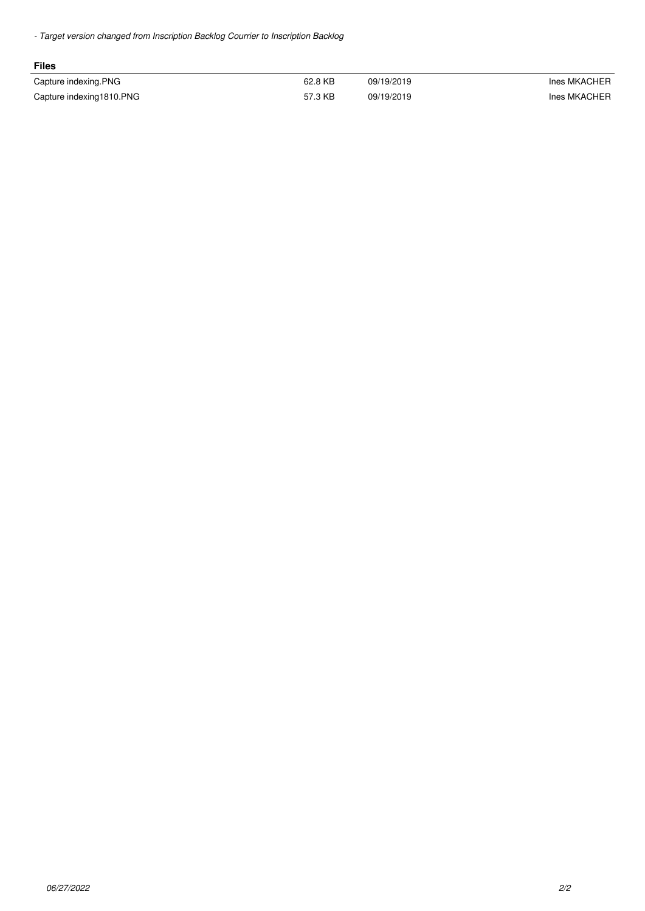*- Target version changed from Inscription Backlog Courrier to Inscription Backlog*

**Files**

| | | | |
|---|---|---|---|
| Capture indexing.PNG | 62.8 KB | 09/19/2019 | Ines MKACHER |
| Capture indexing1810.PNG | 57.3 KB | 09/19/2019 | Ines MKACHER |